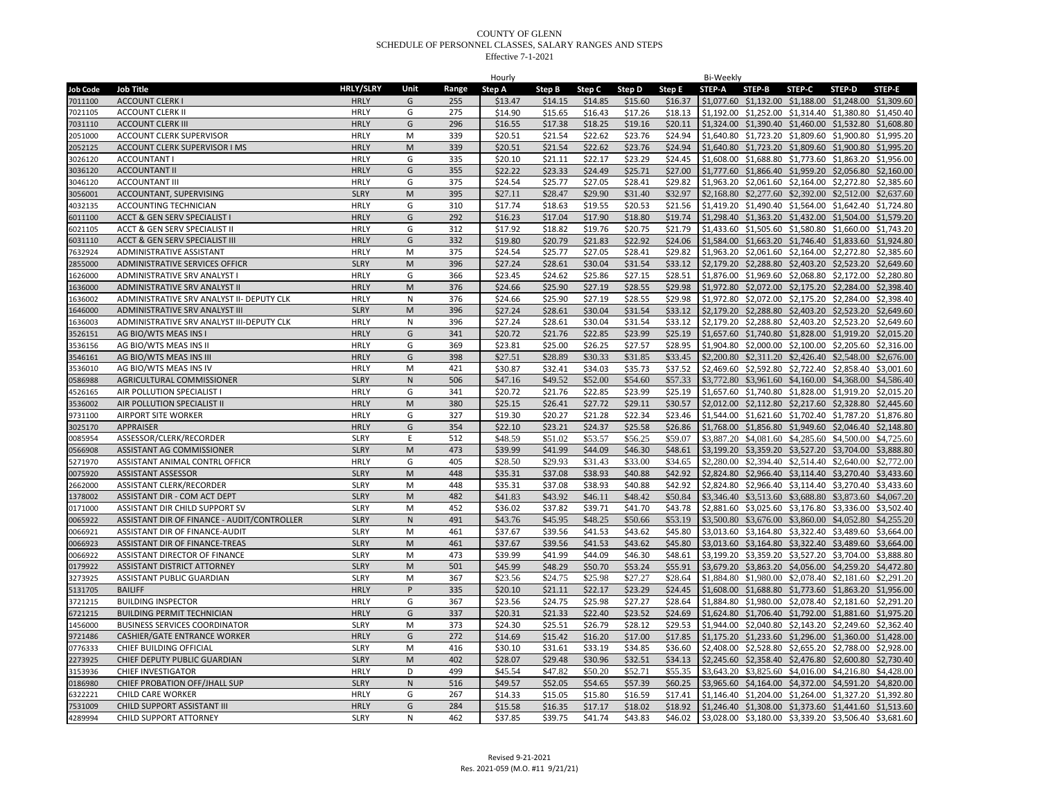COUNTY OF GLENN
SCHEDULE OF PERSONNEL CLASSES, SALARY RANGES AND STEPS
Effective 7-1-2021

| | | | | | Hourly | | | | | Bi-Weekly | | | | |
|---|---|---|---|---|---|---|---|---|---|---|---|---|---|---|
| **Job Code** | **Job Title** | **HRLY/SLRY** | **Unit** | **Range** | **Step A** | **Step B** | **Step C** | **Step D** | **Step E** | **STEP-A** | **STEP-B** | **STEP-C** | **STEP-D** | **STEP-E** |
| 7011100 | ACCOUNT CLERK I | HRLY | G | 255 | $13.47 | $14.15 | $14.85 | $15.60 | $16.37 | $1,077.60 | $1,132.00 | $1,188.00 | $1,248.00 | $1,309.60 |
| 7021105 | ACCOUNT CLERK II | HRLY | G | 275 | $14.90 | $15.65 | $16.43 | $17.26 | $18.13 | $1,192.00 | $1,252.00 | $1,314.40 | $1,380.80 | $1,450.40 |
| 7031110 | ACCOUNT CLERK III | HRLY | G | 296 | $16.55 | $17.38 | $18.25 | $19.16 | $20.11 | $1,324.00 | $1,390.40 | $1,460.00 | $1,532.80 | $1,608.80 |
| 2051000 | ACCOUNT CLERK SUPERVISOR | HRLY | M | 339 | $20.51 | $21.54 | $22.62 | $23.76 | $24.94 | $1,640.80 | $1,723.20 | $1,809.60 | $1,900.80 | $1,995.20 |
| 2052125 | ACCOUNT CLERK SUPERVISOR I MS | HRLY | M | 339 | $20.51 | $21.54 | $22.62 | $23.76 | $24.94 | $1,640.80 | $1,723.20 | $1,809.60 | $1,900.80 | $1,995.20 |
| 3026120 | ACCOUNTANT I | HRLY | G | 335 | $20.10 | $21.11 | $22.17 | $23.29 | $24.45 | $1,608.00 | $1,688.80 | $1,773.60 | $1,863.20 | $1,956.00 |
| 3036120 | ACCOUNTANT II | HRLY | G | 355 | $22.22 | $23.33 | $24.49 | $25.71 | $27.00 | $1,777.60 | $1,866.40 | $1,959.20 | $2,056.80 | $2,160.00 |
| 3046120 | ACCOUNTANT III | HRLY | G | 375 | $24.54 | $25.77 | $27.05 | $28.41 | $29.82 | $1,963.20 | $2,061.60 | $2,164.00 | $2,272.80 | $2,385.60 |
| 3056001 | ACCOUNTANT, SUPERVISING | SLRY | M | 395 | $27.11 | $28.47 | $29.90 | $31.40 | $32.97 | $2,168.80 | $2,277.60 | $2,392.00 | $2,512.00 | $2,637.60 |
| 4032135 | ACCOUNTING TECHNICIAN | HRLY | G | 310 | $17.74 | $18.63 | $19.55 | $20.53 | $21.56 | $1,419.20 | $1,490.40 | $1,564.00 | $1,642.40 | $1,724.80 |
| 6011100 | ACCT & GEN SERV SPECIALIST I | HRLY | G | 292 | $16.23 | $17.04 | $17.90 | $18.80 | $19.74 | $1,298.40 | $1,363.20 | $1,432.00 | $1,504.00 | $1,579.20 |
| 6021105 | ACCT & GEN SERV SPECIALIST II | HRLY | G | 312 | $17.92 | $18.82 | $19.76 | $20.75 | $21.79 | $1,433.60 | $1,505.60 | $1,580.80 | $1,660.00 | $1,743.20 |
| 6031110 | ACCT & GEN SERV SPECIALIST III | HRLY | G | 332 | $19.80 | $20.79 | $21.83 | $22.92 | $24.06 | $1,584.00 | $1,663.20 | $1,746.40 | $1,833.60 | $1,924.80 |
| 7632924 | ADMINISTRATIVE ASSISTANT | HRLY | M | 375 | $24.54 | $25.77 | $27.05 | $28.41 | $29.82 | $1,963.20 | $2,061.60 | $2,164.00 | $2,272.80 | $2,385.60 |
| 2855000 | ADMINISTRATIVE SERVICES OFFICR | SLRY | M | 396 | $27.24 | $28.61 | $30.04 | $31.54 | $33.12 | $2,179.20 | $2,288.80 | $2,403.20 | $2,523.20 | $2,649.60 |
| 1626000 | ADMINISTRATIVE SRV ANALYST I | HRLY | G | 366 | $23.45 | $24.62 | $25.86 | $27.15 | $28.51 | $1,876.00 | $1,969.60 | $2,068.80 | $2,172.00 | $2,280.80 |
| 1636000 | ADMINISTRATIVE SRV ANALYST II | HRLY | M | 376 | $24.66 | $25.90 | $27.19 | $28.55 | $29.98 | $1,972.80 | $2,072.00 | $2,175.20 | $2,284.00 | $2,398.40 |
| 1636002 | ADMINISTRATIVE SRV ANALYST II- DEPUTY CLK | HRLY | N | 376 | $24.66 | $25.90 | $27.19 | $28.55 | $29.98 | $1,972.80 | $2,072.00 | $2,175.20 | $2,284.00 | $2,398.40 |
| 1646000 | ADMINISTRATIVE SRV ANALYST III | SLRY | M | 396 | $27.24 | $28.61 | $30.04 | $31.54 | $33.12 | $2,179.20 | $2,288.80 | $2,403.20 | $2,523.20 | $2,649.60 |
| 1636003 | ADMINISTRATIVE SRV ANALYST III-DEPUTY CLK | HRLY | N | 396 | $27.24 | $28.61 | $30.04 | $31.54 | $33.12 | $2,179.20 | $2,288.80 | $2,403.20 | $2,523.20 | $2,649.60 |
| 3526151 | AG BIO/WTS MEAS INS I | HRLY | G | 341 | $20.72 | $21.76 | $22.85 | $23.99 | $25.19 | $1,657.60 | $1,740.80 | $1,828.00 | $1,919.20 | $2,015.20 |
| 3536156 | AG BIO/WTS MEAS INS II | HRLY | G | 369 | $23.81 | $25.00 | $26.25 | $27.57 | $28.95 | $1,904.80 | $2,000.00 | $2,100.00 | $2,205.60 | $2,316.00 |
| 3546161 | AG BIO/WTS MEAS INS III | HRLY | G | 398 | $27.51 | $28.89 | $30.33 | $31.85 | $33.45 | $2,200.80 | $2,311.20 | $2,426.40 | $2,548.00 | $2,676.00 |
| 3536010 | AG BIO/WTS MEAS INS IV | HRLY | M | 421 | $30.87 | $32.41 | $34.03 | $35.73 | $37.52 | $2,469.60 | $2,592.80 | $2,722.40 | $2,858.40 | $3,001.60 |
| 0586988 | AGRICULTURAL COMMISSIONER | SLRY | N | 506 | $47.16 | $49.52 | $52.00 | $54.60 | $57.33 | $3,772.80 | $3,961.60 | $4,160.00 | $4,368.00 | $4,586.40 |
| 4526165 | AIR POLLUTION SPECIALIST I | HRLY | G | 341 | $20.72 | $21.76 | $22.85 | $23.99 | $25.19 | $1,657.60 | $1,740.80 | $1,828.00 | $1,919.20 | $2,015.20 |
| 3536002 | AIR POLLUTION SPECIALIST II | HRLY | M | 380 | $25.15 | $26.41 | $27.72 | $29.11 | $30.57 | $2,012.00 | $2,112.80 | $2,217.60 | $2,328.80 | $2,445.60 |
| 9731100 | AIRPORT SITE WORKER | HRLY | G | 327 | $19.30 | $20.27 | $21.28 | $22.34 | $23.46 | $1,544.00 | $1,621.60 | $1,702.40 | $1,787.20 | $1,876.80 |
| 3025170 | APPRAISER | HRLY | G | 354 | $22.10 | $23.21 | $24.37 | $25.58 | $26.86 | $1,768.00 | $1,856.80 | $1,949.60 | $2,046.40 | $2,148.80 |
| 0085954 | ASSESSOR/CLERK/RECORDER | SLRY | E | 512 | $48.59 | $51.02 | $53.57 | $56.25 | $59.07 | $3,887.20 | $4,081.60 | $4,285.60 | $4,500.00 | $4,725.60 |
| 0566908 | ASSISTANT AG COMMISSIONER | SLRY | M | 473 | $39.99 | $41.99 | $44.09 | $46.30 | $48.61 | $3,199.20 | $3,359.20 | $3,527.20 | $3,704.00 | $3,888.80 |
| 5271970 | ASSISTANT ANIMAL CONTRL OFFICR | HRLY | G | 405 | $28.50 | $29.93 | $31.43 | $33.00 | $34.65 | $2,280.00 | $2,394.40 | $2,514.40 | $2,640.00 | $2,772.00 |
| 0075920 | ASSISTANT ASSESSOR | SLRY | M | 448 | $35.31 | $37.08 | $38.93 | $40.88 | $42.92 | $2,824.80 | $2,966.40 | $3,114.40 | $3,270.40 | $3,433.60 |
| 2662000 | ASSISTANT CLERK/RECORDER | SLRY | M | 448 | $35.31 | $37.08 | $38.93 | $40.88 | $42.92 | $2,824.80 | $2,966.40 | $3,114.40 | $3,270.40 | $3,433.60 |
| 1378002 | ASSISTANT DIR - COM ACT DEPT | SLRY | M | 482 | $41.83 | $43.92 | $46.11 | $48.42 | $50.84 | $3,346.40 | $3,513.60 | $3,688.80 | $3,873.60 | $4,067.20 |
| 0171000 | ASSISTANT DIR CHILD SUPPORT SV | SLRY | M | 452 | $36.02 | $37.82 | $39.71 | $41.70 | $43.78 | $2,881.60 | $3,025.60 | $3,176.80 | $3,336.00 | $3,502.40 |
| 0065922 | ASSISTANT DIR OF FINANCE - AUDIT/CONTROLLER | SLRY | N | 491 | $43.76 | $45.95 | $48.25 | $50.66 | $53.19 | $3,500.80 | $3,676.00 | $3,860.00 | $4,052.80 | $4,255.20 |
| 0066921 | ASSISTANT DIR OF FINANCE-AUDIT | SLRY | M | 461 | $37.67 | $39.56 | $41.53 | $43.62 | $45.80 | $3,013.60 | $3,164.80 | $3,322.40 | $3,489.60 | $3,664.00 |
| 0066923 | ASSISTANT DIR OF FINANCE-TREAS | SLRY | M | 461 | $37.67 | $39.56 | $41.53 | $43.62 | $45.80 | $3,013.60 | $3,164.80 | $3,322.40 | $3,489.60 | $3,664.00 |
| 0066922 | ASSISTANT DIRECTOR OF FINANCE | SLRY | M | 473 | $39.99 | $41.99 | $44.09 | $46.30 | $48.61 | $3,199.20 | $3,359.20 | $3,527.20 | $3,704.00 | $3,888.80 |
| 0179922 | ASSISTANT DISTRICT ATTORNEY | SLRY | M | 501 | $45.99 | $48.29 | $50.70 | $53.24 | $55.91 | $3,679.20 | $3,863.20 | $4,056.00 | $4,259.20 | $4,472.80 |
| 3273925 | ASSISTANT PUBLIC GUARDIAN | SLRY | M | 367 | $23.56 | $24.75 | $25.98 | $27.27 | $28.64 | $1,884.80 | $1,980.00 | $2,078.40 | $2,181.60 | $2,291.20 |
| 5131705 | BAILIFF | HRLY | P | 335 | $20.10 | $21.11 | $22.17 | $23.29 | $24.45 | $1,608.00 | $1,688.80 | $1,773.60 | $1,863.20 | $1,956.00 |
| 3721215 | BUILDING INSPECTOR | HRLY | G | 367 | $23.56 | $24.75 | $25.98 | $27.27 | $28.64 | $1,884.80 | $1,980.00 | $2,078.40 | $2,181.60 | $2,291.20 |
| 6721215 | BUILDING PERMIT TECHNICIAN | HRLY | G | 337 | $20.31 | $21.33 | $22.40 | $23.52 | $24.69 | $1,624.80 | $1,706.40 | $1,792.00 | $1,881.60 | $1,975.20 |
| 1456000 | BUSINESS SERVICES COORDINATOR | SLRY | M | 373 | $24.30 | $25.51 | $26.79 | $28.12 | $29.53 | $1,944.00 | $2,040.80 | $2,143.20 | $2,249.60 | $2,362.40 |
| 9721486 | CASHIER/GATE ENTRANCE WORKER | HRLY | G | 272 | $14.69 | $15.42 | $16.20 | $17.00 | $17.85 | $1,175.20 | $1,233.60 | $1,296.00 | $1,360.00 | $1,428.00 |
| 0776333 | CHIEF BUILDING OFFICIAL | SLRY | M | 416 | $30.10 | $31.61 | $33.19 | $34.85 | $36.60 | $2,408.00 | $2,528.80 | $2,655.20 | $2,788.00 | $2,928.00 |
| 2273925 | CHIEF DEPUTY PUBLIC GUARDIAN | SLRY | M | 402 | $28.07 | $29.48 | $30.96 | $32.51 | $34.13 | $2,245.60 | $2,358.40 | $2,476.80 | $2,600.80 | $2,730.40 |
| 3153936 | CHIEF INVESTIGATOR | HRLY | D | 499 | $45.54 | $47.82 | $50.20 | $52.71 | $55.35 | $3,643.20 | $3,825.60 | $4,016.00 | $4,216.80 | $4,428.00 |
| 0186980 | CHIEF PROBATION OFF/JHALL SUP | SLRY | N | 516 | $49.57 | $52.05 | $54.65 | $57.39 | $60.25 | $3,965.60 | $4,164.00 | $4,372.00 | $4,591.20 | $4,820.00 |
| 6322221 | CHILD CARE WORKER | HRLY | G | 267 | $14.33 | $15.05 | $15.80 | $16.59 | $17.41 | $1,146.40 | $1,204.00 | $1,264.00 | $1,327.20 | $1,392.80 |
| 7531009 | CHILD SUPPORT ASSISTANT III | HRLY | G | 284 | $15.58 | $16.35 | $17.17 | $18.02 | $18.92 | $1,246.40 | $1,308.00 | $1,373.60 | $1,441.60 | $1,513.60 |
| 4289994 | CHILD SUPPORT ATTORNEY | SLRY | N | 462 | $37.85 | $39.75 | $41.74 | $43.83 | $46.02 | $3,028.00 | $3,180.00 | $3,339.20 | $3,506.40 | $3,681.60 |

Revised 9-21-2021
Res. 2021-059 (M.O. #11 9/21/21)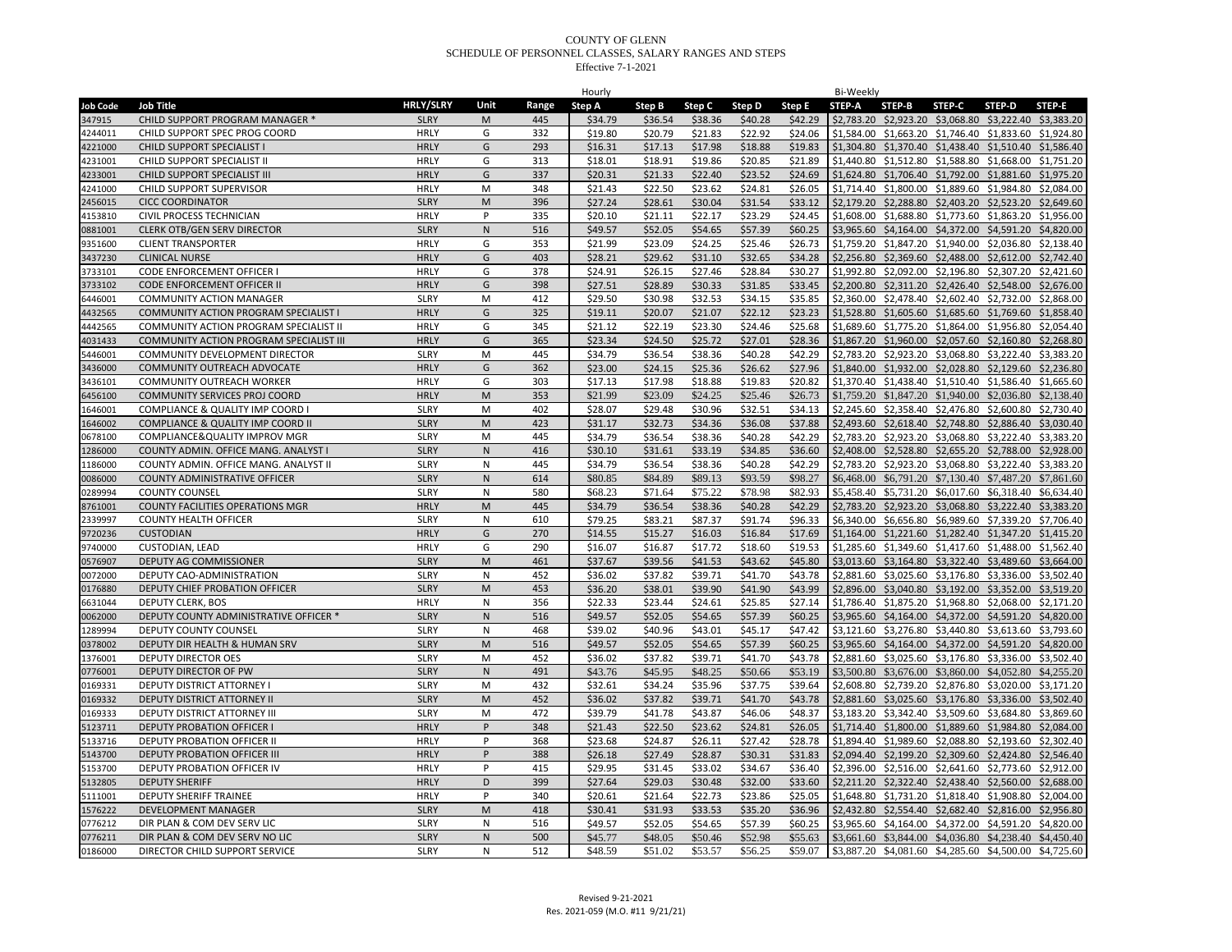COUNTY OF GLENN
SCHEDULE OF PERSONNEL CLASSES, SALARY RANGES AND STEPS
Effective 7-1-2021

| | | | | | Hourly | | | | | Bi-Weekly | | | | |
|---|---|---|---|---|---|---|---|---|---|---|---|---|---|---|
| Job Code | Job Title | HRLY/SLRY | Unit | Range | Step A | Step B | Step C | Step D | Step E | STEP-A | STEP-B | STEP-C | STEP-D | STEP-E |
| 347915 | CHILD SUPPORT PROGRAM MANAGER * | SLRY | M | 445 | $34.79 | $36.54 | $38.36 | $40.28 | $42.29 | $2,783.20 | $2,923.20 | $3,068.80 | $3,222.40 | $3,383.20 |
| 4244011 | CHILD SUPPORT SPEC PROG COORD | HRLY | G | 332 | $19.80 | $20.79 | $21.83 | $22.92 | $24.06 | $1,584.00 | $1,663.20 | $1,746.40 | $1,833.60 | $1,924.80 |
| 4221000 | CHILD SUPPORT SPECIALIST I | HRLY | G | 293 | $16.31 | $17.13 | $17.98 | $18.88 | $19.83 | $1,304.80 | $1,370.40 | $1,438.40 | $1,510.40 | $1,586.40 |
| 4231001 | CHILD SUPPORT SPECIALIST II | HRLY | G | 313 | $18.01 | $18.91 | $19.86 | $20.85 | $21.89 | $1,440.80 | $1,512.80 | $1,588.80 | $1,668.00 | $1,751.20 |
| 4233001 | CHILD SUPPORT SPECIALIST III | HRLY | G | 337 | $20.31 | $21.33 | $22.40 | $23.52 | $24.69 | $1,624.80 | $1,706.40 | $1,792.00 | $1,881.60 | $1,975.20 |
| 4241000 | CHILD SUPPORT SUPERVISOR | HRLY | M | 348 | $21.43 | $22.50 | $23.62 | $24.81 | $26.05 | $1,714.40 | $1,800.00 | $1,889.60 | $1,984.80 | $2,084.00 |
| 2456015 | CICC COORDINATOR | SLRY | M | 396 | $27.24 | $28.61 | $30.04 | $31.54 | $33.12 | $2,179.20 | $2,288.80 | $2,403.20 | $2,523.20 | $2,649.60 |
| 4153810 | CIVIL PROCESS TECHNICIAN | HRLY | P | 335 | $20.10 | $21.11 | $22.17 | $23.29 | $24.45 | $1,608.00 | $1,688.80 | $1,773.60 | $1,863.20 | $1,956.00 |
| 0881001 | CLERK OTB/GEN SERV DIRECTOR | SLRY | N | 516 | $49.57 | $52.05 | $54.65 | $57.39 | $60.25 | $3,965.60 | $4,164.00 | $4,372.00 | $4,591.20 | $4,820.00 |
| 9351600 | CLIENT TRANSPORTER | HRLY | G | 353 | $21.99 | $23.09 | $24.25 | $25.46 | $26.73 | $1,759.20 | $1,847.20 | $1,940.00 | $2,036.80 | $2,138.40 |
| 3437230 | CLINICAL NURSE | HRLY | G | 403 | $28.21 | $29.62 | $31.10 | $32.65 | $34.28 | $2,256.80 | $2,369.60 | $2,488.00 | $2,612.00 | $2,742.40 |
| 3733101 | CODE ENFORCEMENT OFFICER I | HRLY | G | 378 | $24.91 | $26.15 | $27.46 | $28.84 | $30.27 | $1,992.80 | $2,092.00 | $2,196.80 | $2,307.20 | $2,421.60 |
| 3733102 | CODE ENFORCEMENT OFFICER II | HRLY | G | 398 | $27.51 | $28.89 | $30.33 | $31.85 | $33.45 | $2,200.80 | $2,311.20 | $2,426.40 | $2,548.00 | $2,676.00 |
| 6446001 | COMMUNITY ACTION MANAGER | SLRY | M | 412 | $29.50 | $30.98 | $32.53 | $34.15 | $35.85 | $2,360.00 | $2,478.40 | $2,602.40 | $2,732.00 | $2,868.00 |
| 4432565 | COMMUNITY ACTION PROGRAM SPECIALIST I | HRLY | G | 325 | $19.11 | $20.07 | $21.07 | $22.12 | $23.23 | $1,528.80 | $1,605.60 | $1,685.60 | $1,769.60 | $1,858.40 |
| 4442565 | COMMUNITY ACTION PROGRAM SPECIALIST II | HRLY | G | 345 | $21.12 | $22.19 | $23.30 | $24.46 | $25.68 | $1,689.60 | $1,775.20 | $1,864.00 | $1,956.80 | $2,054.40 |
| 4031433 | COMMUNITY ACTION PROGRAM SPECIALIST III | HRLY | G | 365 | $23.34 | $24.50 | $25.72 | $27.01 | $28.36 | $1,867.20 | $1,960.00 | $2,057.60 | $2,160.80 | $2,268.80 |
| 5446001 | COMMUNITY DEVELOPMENT DIRECTOR | SLRY | M | 445 | $34.79 | $36.54 | $38.36 | $40.28 | $42.29 | $2,783.20 | $2,923.20 | $3,068.80 | $3,222.40 | $3,383.20 |
| 3436000 | COMMUNITY OUTREACH ADVOCATE | HRLY | G | 362 | $23.00 | $24.15 | $25.36 | $26.62 | $27.96 | $1,840.00 | $1,932.00 | $2,028.80 | $2,129.60 | $2,236.80 |
| 3436101 | COMMUNITY OUTREACH WORKER | HRLY | G | 303 | $17.13 | $17.98 | $18.88 | $19.83 | $20.82 | $1,370.40 | $1,438.40 | $1,510.40 | $1,586.40 | $1,665.60 |
| 6456100 | COMMUNITY SERVICES PROJ COORD | HRLY | M | 353 | $21.99 | $23.09 | $24.25 | $25.46 | $26.73 | $1,759.20 | $1,847.20 | $1,940.00 | $2,036.80 | $2,138.40 |
| 1646001 | COMPLIANCE & QUALITY IMP COORD I | SLRY | M | 402 | $28.07 | $29.48 | $30.96 | $32.51 | $34.13 | $2,245.60 | $2,358.40 | $2,476.80 | $2,600.80 | $2,730.40 |
| 1646002 | COMPLIANCE & QUALITY IMP COORD II | SLRY | M | 423 | $31.17 | $32.73 | $34.36 | $36.08 | $37.88 | $2,493.60 | $2,618.40 | $2,748.80 | $2,886.40 | $3,030.40 |
| 0678100 | COMPLIANCE&QUALITY IMPROV MGR | SLRY | M | 445 | $34.79 | $36.54 | $38.36 | $40.28 | $42.29 | $2,783.20 | $2,923.20 | $3,068.80 | $3,222.40 | $3,383.20 |
| 1286000 | COUNTY ADMIN. OFFICE MANG. ANALYST I | SLRY | N | 416 | $30.10 | $31.61 | $33.19 | $34.85 | $36.60 | $2,408.00 | $2,528.80 | $2,655.20 | $2,788.00 | $2,928.00 |
| 1186000 | COUNTY ADMIN. OFFICE MANG. ANALYST II | SLRY | N | 445 | $34.79 | $36.54 | $38.36 | $40.28 | $42.29 | $2,783.20 | $2,923.20 | $3,068.80 | $3,222.40 | $3,383.20 |
| 0086000 | COUNTY ADMINISTRATIVE OFFICER | SLRY | N | 614 | $80.85 | $84.89 | $89.13 | $93.59 | $98.27 | $6,468.00 | $6,791.20 | $7,130.40 | $7,487.20 | $7,861.60 |
| 0289994 | COUNTY COUNSEL | SLRY | N | 580 | $68.23 | $71.64 | $75.22 | $78.98 | $82.93 | $5,458.40 | $5,731.20 | $6,017.60 | $6,318.40 | $6,634.40 |
| 8761001 | COUNTY FACILITIES OPERATIONS MGR | HRLY | M | 445 | $34.79 | $36.54 | $38.36 | $40.28 | $42.29 | $2,783.20 | $2,923.20 | $3,068.80 | $3,222.40 | $3,383.20 |
| 2339997 | COUNTY HEALTH OFFICER | SLRY | N | 610 | $79.25 | $83.21 | $87.37 | $91.74 | $96.33 | $6,340.00 | $6,656.80 | $6,989.60 | $7,339.20 | $7,706.40 |
| 9720236 | CUSTODIAN | HRLY | G | 270 | $14.55 | $15.27 | $16.03 | $16.84 | $17.69 | $1,164.00 | $1,221.60 | $1,282.40 | $1,347.20 | $1,415.20 |
| 9740000 | CUSTODIAN, LEAD | HRLY | G | 290 | $16.07 | $16.87 | $17.72 | $18.60 | $19.53 | $1,285.60 | $1,349.60 | $1,417.60 | $1,488.00 | $1,562.40 |
| 0576907 | DEPUTY AG COMMISSIONER | SLRY | M | 461 | $37.67 | $39.56 | $41.53 | $43.62 | $45.80 | $3,013.60 | $3,164.80 | $3,322.40 | $3,489.60 | $3,664.00 |
| 0072000 | DEPUTY CAO-ADMINISTRATION | SLRY | N | 452 | $36.02 | $37.82 | $39.71 | $41.70 | $43.78 | $2,881.60 | $3,025.60 | $3,176.80 | $3,336.00 | $3,502.40 |
| 0176880 | DEPUTY CHIEF PROBATION OFFICER | SLRY | M | 453 | $36.20 | $38.01 | $39.90 | $41.90 | $43.99 | $2,896.00 | $3,040.80 | $3,192.00 | $3,352.00 | $3,519.20 |
| 6631044 | DEPUTY CLERK, BOS | HRLY | N | 356 | $22.33 | $23.44 | $24.61 | $25.85 | $27.14 | $1,786.40 | $1,875.20 | $1,968.80 | $2,068.00 | $2,171.20 |
| 0062000 | DEPUTY COUNTY ADMINISTRATIVE OFFICER * | SLRY | N | 516 | $49.57 | $52.05 | $54.65 | $57.39 | $60.25 | $3,965.60 | $4,164.00 | $4,372.00 | $4,591.20 | $4,820.00 |
| 1289994 | DEPUTY COUNTY COUNSEL | SLRY | N | 468 | $39.02 | $40.96 | $43.01 | $45.17 | $47.42 | $3,121.60 | $3,276.80 | $3,440.80 | $3,613.60 | $3,793.60 |
| 0378002 | DEPUTY DIR HEALTH & HUMAN SRV | SLRY | M | 516 | $49.57 | $52.05 | $54.65 | $57.39 | $60.25 | $3,965.60 | $4,164.00 | $4,372.00 | $4,591.20 | $4,820.00 |
| 1376001 | DEPUTY DIRECTOR OES | SLRY | M | 452 | $36.02 | $37.82 | $39.71 | $41.70 | $43.78 | $2,881.60 | $3,025.60 | $3,176.80 | $3,336.00 | $3,502.40 |
| 0776001 | DEPUTY DIRECTOR OF PW | SLRY | N | 491 | $43.76 | $45.95 | $48.25 | $50.66 | $53.19 | $3,500.80 | $3,676.00 | $3,860.00 | $4,052.80 | $4,255.20 |
| 0169331 | DEPUTY DISTRICT ATTORNEY I | SLRY | M | 432 | $32.61 | $34.24 | $35.96 | $37.75 | $39.64 | $2,608.80 | $2,739.20 | $2,876.80 | $3,020.00 | $3,171.20 |
| 0169332 | DEPUTY DISTRICT ATTORNEY II | SLRY | M | 452 | $36.02 | $37.82 | $39.71 | $41.70 | $43.78 | $2,881.60 | $3,025.60 | $3,176.80 | $3,336.00 | $3,502.40 |
| 0169333 | DEPUTY DISTRICT ATTORNEY III | SLRY | M | 472 | $39.79 | $41.78 | $43.87 | $46.06 | $48.37 | $3,183.20 | $3,342.40 | $3,509.60 | $3,684.80 | $3,869.60 |
| 5123711 | DEPUTY PROBATION OFFICER I | HRLY | P | 348 | $21.43 | $22.50 | $23.62 | $24.81 | $26.05 | $1,714.40 | $1,800.00 | $1,889.60 | $1,984.80 | $2,084.00 |
| 5133716 | DEPUTY PROBATION OFFICER II | HRLY | P | 368 | $23.68 | $24.87 | $26.11 | $27.42 | $28.78 | $1,894.40 | $1,989.60 | $2,088.80 | $2,193.60 | $2,302.40 |
| 5143700 | DEPUTY PROBATION OFFICER III | HRLY | P | 388 | $26.18 | $27.49 | $28.87 | $30.31 | $31.83 | $2,094.40 | $2,199.20 | $2,309.60 | $2,424.80 | $2,546.40 |
| 5153700 | DEPUTY PROBATION OFFICER IV | HRLY | P | 415 | $29.95 | $31.45 | $33.02 | $34.67 | $36.40 | $2,396.00 | $2,516.00 | $2,641.60 | $2,773.60 | $2,912.00 |
| 5132805 | DEPUTY SHERIFF | HRLY | D | 399 | $27.64 | $29.03 | $30.48 | $32.00 | $33.60 | $2,211.20 | $2,322.40 | $2,438.40 | $2,560.00 | $2,688.00 |
| 5111001 | DEPUTY SHERIFF TRAINEE | HRLY | P | 340 | $20.61 | $21.64 | $22.73 | $23.86 | $25.05 | $1,648.80 | $1,731.20 | $1,818.40 | $1,908.80 | $2,004.00 |
| 1576222 | DEVELOPMENT MANAGER | SLRY | M | 418 | $30.41 | $31.93 | $33.53 | $35.20 | $36.96 | $2,432.80 | $2,554.40 | $2,682.40 | $2,816.00 | $2,956.80 |
| 0776212 | DIR PLAN & COM DEV SERV LIC | SLRY | N | 516 | $49.57 | $52.05 | $54.65 | $57.39 | $60.25 | $3,965.60 | $4,164.00 | $4,372.00 | $4,591.20 | $4,820.00 |
| 0776211 | DIR PLAN & COM DEV SERV NO LIC | SLRY | N | 500 | $45.77 | $48.05 | $50.46 | $52.98 | $55.63 | $3,661.60 | $3,844.00 | $4,036.80 | $4,238.40 | $4,450.40 |
| 0186000 | DIRECTOR CHILD SUPPORT SERVICE | SLRY | N | 512 | $48.59 | $51.02 | $53.57 | $56.25 | $59.07 | $3,887.20 | $4,081.60 | $4,285.60 | $4,500.00 | $4,725.60 |

Revised 9-21-2021
Res. 2021-059 (M.O. #11 9/21/21)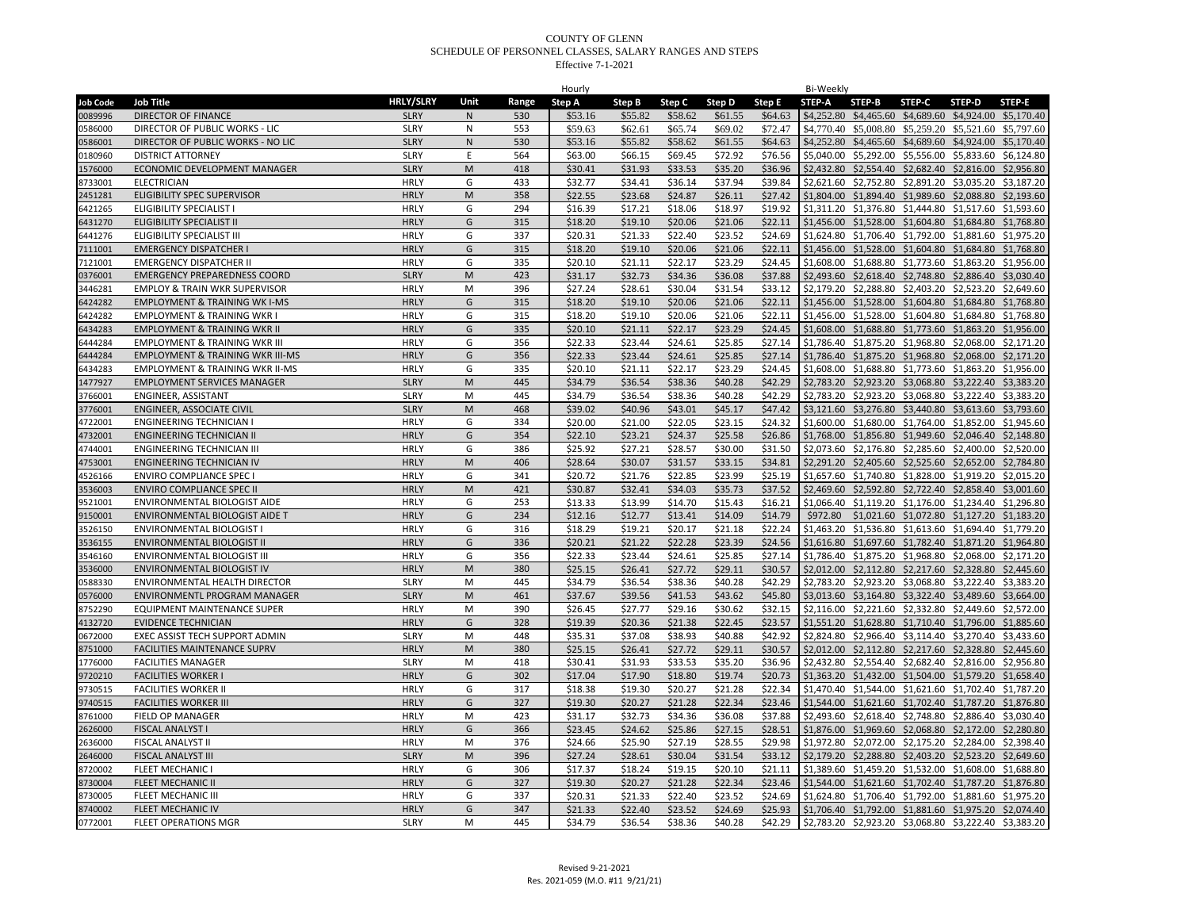COUNTY OF GLENN
SCHEDULE OF PERSONNEL CLASSES, SALARY RANGES AND STEPS
Effective 7-1-2021

| | | | | | Hourly | | | | | Bi-Weekly | | | | |
|---|---|---|---|---|---|---|---|---|---|---|---|---|---|---|
| Job Code | Job Title | HRLY/SLRY | Unit | Range | Step A | Step B | Step C | Step D | Step E | STEP-A | STEP-B | STEP-C | STEP-D | STEP-E |
| 0089996 | DIRECTOR OF FINANCE | SLRY | N | 530 | $53.16 | $55.82 | $58.62 | $61.55 | $64.63 | $4,252.80 | $4,465.60 | $4,689.60 | $4,924.00 | $5,170.40 |
| 0586000 | DIRECTOR OF PUBLIC WORKS - LIC | SLRY | N | 553 | $59.63 | $62.61 | $65.74 | $69.02 | $72.47 | $4,770.40 | $5,008.80 | $5,259.20 | $5,521.60 | $5,797.60 |
| 0586001 | DIRECTOR OF PUBLIC WORKS - NO LIC | SLRY | N | 530 | $53.16 | $55.82 | $58.62 | $61.55 | $64.63 | $4,252.80 | $4,465.60 | $4,689.60 | $4,924.00 | $5,170.40 |
| 0180960 | DISTRICT ATTORNEY | SLRY | E | 564 | $63.00 | $66.15 | $69.45 | $72.92 | $76.56 | $5,040.00 | $5,292.00 | $5,556.00 | $5,833.60 | $6,124.80 |
| 1576000 | ECONOMIC DEVELOPMENT MANAGER | SLRY | M | 418 | $30.41 | $31.93 | $33.53 | $35.20 | $36.96 | $2,432.80 | $2,554.40 | $2,682.40 | $2,816.00 | $2,956.80 |
| 8733001 | ELECTRICIAN | HRLY | G | 433 | $32.77 | $34.41 | $36.14 | $37.94 | $39.84 | $2,621.60 | $2,752.80 | $2,891.20 | $3,035.20 | $3,187.20 |
| 2451281 | ELIGIBILITY SPEC SUPERVISOR | HRLY | M | 358 | $22.55 | $23.68 | $24.87 | $26.11 | $27.42 | $1,804.00 | $1,894.40 | $1,989.60 | $2,088.80 | $2,193.60 |
| 6421265 | ELIGIBILITY SPECIALIST I | HRLY | G | 294 | $16.39 | $17.21 | $18.06 | $18.97 | $19.92 | $1,311.20 | $1,376.80 | $1,444.80 | $1,517.60 | $1,593.60 |
| 6431270 | ELIGIBILITY SPECIALIST II | HRLY | G | 315 | $18.20 | $19.10 | $20.06 | $21.06 | $22.11 | $1,456.00 | $1,528.00 | $1,604.80 | $1,684.80 | $1,768.80 |
| 6441276 | ELIGIBILITY SPECIALIST III | HRLY | G | 337 | $20.31 | $21.33 | $22.40 | $23.52 | $24.69 | $1,624.80 | $1,706.40 | $1,792.00 | $1,881.60 | $1,975.20 |
| 7111001 | EMERGENCY DISPATCHER I | HRLY | G | 315 | $18.20 | $19.10 | $20.06 | $21.06 | $22.11 | $1,456.00 | $1,528.00 | $1,604.80 | $1,684.80 | $1,768.80 |
| 7121001 | EMERGENCY DISPATCHER II | HRLY | G | 335 | $20.10 | $21.11 | $22.17 | $23.29 | $24.45 | $1,608.00 | $1,688.80 | $1,773.60 | $1,863.20 | $1,956.00 |
| 0376001 | EMERGENCY PREPAREDNESS COORD | SLRY | M | 423 | $31.17 | $32.73 | $34.36 | $36.08 | $37.88 | $2,493.60 | $2,618.40 | $2,748.80 | $2,886.40 | $3,030.40 |
| 3446281 | EMPLOY & TRAIN WKR SUPERVISOR | HRLY | M | 396 | $27.24 | $28.61 | $30.04 | $31.54 | $33.12 | $2,179.20 | $2,288.80 | $2,403.20 | $2,523.20 | $2,649.60 |
| 6424282 | EMPLOYMENT & TRAINING WK I-MS | HRLY | G | 315 | $18.20 | $19.10 | $20.06 | $21.06 | $22.11 | $1,456.00 | $1,528.00 | $1,604.80 | $1,684.80 | $1,768.80 |
| 6424282 | EMPLOYMENT & TRAINING WKR I | HRLY | G | 315 | $18.20 | $19.10 | $20.06 | $21.06 | $22.11 | $1,456.00 | $1,528.00 | $1,604.80 | $1,684.80 | $1,768.80 |
| 6434283 | EMPLOYMENT & TRAINING WKR II | HRLY | G | 335 | $20.10 | $21.11 | $22.17 | $23.29 | $24.45 | $1,608.00 | $1,688.80 | $1,773.60 | $1,863.20 | $1,956.00 |
| 6444284 | EMPLOYMENT & TRAINING WKR III | HRLY | G | 356 | $22.33 | $23.44 | $24.61 | $25.85 | $27.14 | $1,786.40 | $1,875.20 | $1,968.80 | $2,068.00 | $2,171.20 |
| 6444284 | EMPLOYMENT & TRAINING WKR III-MS | HRLY | G | 356 | $22.33 | $23.44 | $24.61 | $25.85 | $27.14 | $1,786.40 | $1,875.20 | $1,968.80 | $2,068.00 | $2,171.20 |
| 6434283 | EMPLOYMENT & TRAINING WKR II-MS | HRLY | G | 335 | $20.10 | $21.11 | $22.17 | $23.29 | $24.45 | $1,608.00 | $1,688.80 | $1,773.60 | $1,863.20 | $1,956.00 |
| 1477927 | EMPLOYMENT SERVICES MANAGER | SLRY | M | 445 | $34.79 | $36.54 | $38.36 | $40.28 | $42.29 | $2,783.20 | $2,923.20 | $3,068.80 | $3,222.40 | $3,383.20 |
| 3766001 | ENGINEER, ASSISTANT | SLRY | M | 445 | $34.79 | $36.54 | $38.36 | $40.28 | $42.29 | $2,783.20 | $2,923.20 | $3,068.80 | $3,222.40 | $3,383.20 |
| 3776001 | ENGINEER, ASSOCIATE CIVIL | SLRY | M | 468 | $39.02 | $40.96 | $43.01 | $45.17 | $47.42 | $3,121.60 | $3,276.80 | $3,440.80 | $3,613.60 | $3,793.60 |
| 4722001 | ENGINEERING TECHNICIAN I | HRLY | G | 334 | $20.00 | $21.00 | $22.05 | $23.15 | $24.32 | $1,600.00 | $1,680.00 | $1,764.00 | $1,852.00 | $1,945.60 |
| 4732001 | ENGINEERING TECHNICIAN II | HRLY | G | 354 | $22.10 | $23.21 | $24.37 | $25.58 | $26.86 | $1,768.00 | $1,856.80 | $1,949.60 | $2,046.40 | $2,148.80 |
| 4744001 | ENGINEERING TECHNICIAN III | HRLY | G | 386 | $25.92 | $27.21 | $28.57 | $30.00 | $31.50 | $2,073.60 | $2,176.80 | $2,285.60 | $2,400.00 | $2,520.00 |
| 4753001 | ENGINEERING TECHNICIAN IV | HRLY | M | 406 | $28.64 | $30.07 | $31.57 | $33.15 | $34.81 | $2,291.20 | $2,405.60 | $2,525.60 | $2,652.00 | $2,784.80 |
| 4526166 | ENVIRO COMPLIANCE SPEC I | HRLY | G | 341 | $20.72 | $21.76 | $22.85 | $23.99 | $25.19 | $1,657.60 | $1,740.80 | $1,828.00 | $1,919.20 | $2,015.20 |
| 3536003 | ENVIRO COMPLIANCE SPEC II | HRLY | M | 421 | $30.87 | $32.41 | $34.03 | $35.73 | $37.52 | $2,469.60 | $2,592.80 | $2,722.40 | $2,858.40 | $3,001.60 |
| 9521001 | ENVIRONMENTAL BIOLOGIST AIDE | HRLY | G | 253 | $13.33 | $13.99 | $14.70 | $15.43 | $16.21 | $1,066.40 | $1,119.20 | $1,176.00 | $1,234.40 | $1,296.80 |
| 9150001 | ENVIRONMENTAL BIOLOGIST AIDE T | HRLY | G | 234 | $12.16 | $12.77 | $13.41 | $14.09 | $14.79 | $972.80 | $1,021.60 | $1,072.80 | $1,127.20 | $1,183.20 |
| 3526150 | ENVIRONMENTAL BIOLOGIST I | HRLY | G | 316 | $18.29 | $19.21 | $20.17 | $21.18 | $22.24 | $1,463.20 | $1,536.80 | $1,613.60 | $1,694.40 | $1,779.20 |
| 3536155 | ENVIRONMENTAL BIOLOGIST II | HRLY | G | 336 | $20.21 | $21.22 | $22.28 | $23.39 | $24.56 | $1,616.80 | $1,697.60 | $1,782.40 | $1,871.20 | $1,964.80 |
| 3546160 | ENVIRONMENTAL BIOLOGIST III | HRLY | G | 356 | $22.33 | $23.44 | $24.61 | $25.85 | $27.14 | $1,786.40 | $1,875.20 | $1,968.80 | $2,068.00 | $2,171.20 |
| 3536000 | ENVIRONMENTAL BIOLOGIST IV | HRLY | M | 380 | $25.15 | $26.41 | $27.72 | $29.11 | $30.57 | $2,012.00 | $2,112.80 | $2,217.60 | $2,328.80 | $2,445.60 |
| 0588330 | ENVIRONMENTAL HEALTH DIRECTOR | SLRY | M | 445 | $34.79 | $36.54 | $38.36 | $40.28 | $42.29 | $2,783.20 | $2,923.20 | $3,068.80 | $3,222.40 | $3,383.20 |
| 0576000 | ENVIRONMENTL PROGRAM MANAGER | SLRY | M | 461 | $37.67 | $39.56 | $41.53 | $43.62 | $45.80 | $3,013.60 | $3,164.80 | $3,322.40 | $3,489.60 | $3,664.00 |
| 8752290 | EQUIPMENT MAINTENANCE SUPER | HRLY | M | 390 | $26.45 | $27.77 | $29.16 | $30.62 | $32.15 | $2,116.00 | $2,221.60 | $2,332.80 | $2,449.60 | $2,572.00 |
| 4132720 | EVIDENCE TECHNICIAN | HRLY | G | 328 | $19.39 | $20.36 | $21.38 | $22.45 | $23.57 | $1,551.20 | $1,628.80 | $1,710.40 | $1,796.00 | $1,885.60 |
| 0672000 | EXEC ASSIST TECH SUPPORT ADMIN | SLRY | M | 448 | $35.31 | $37.08 | $38.93 | $40.88 | $42.92 | $2,824.80 | $2,966.40 | $3,114.40 | $3,270.40 | $3,433.60 |
| 8751000 | FACILITIES MAINTENANCE SUPRV | HRLY | M | 380 | $25.15 | $26.41 | $27.72 | $29.11 | $30.57 | $2,012.00 | $2,112.80 | $2,217.60 | $2,328.80 | $2,445.60 |
| 1776000 | FACILITIES MANAGER | SLRY | M | 418 | $30.41 | $31.93 | $33.53 | $35.20 | $36.96 | $2,432.80 | $2,554.40 | $2,682.40 | $2,816.00 | $2,956.80 |
| 9720210 | FACILITIES WORKER I | HRLY | G | 302 | $17.04 | $17.90 | $18.80 | $19.74 | $20.73 | $1,363.20 | $1,432.00 | $1,504.00 | $1,579.20 | $1,658.40 |
| 9730515 | FACILITIES WORKER II | HRLY | G | 317 | $18.38 | $19.30 | $20.27 | $21.28 | $22.34 | $1,470.40 | $1,544.00 | $1,621.60 | $1,702.40 | $1,787.20 |
| 9740515 | FACILITIES WORKER III | HRLY | G | 327 | $19.30 | $20.27 | $21.28 | $22.34 | $23.46 | $1,544.00 | $1,621.60 | $1,702.40 | $1,787.20 | $1,876.80 |
| 8761000 | FIELD OP MANAGER | HRLY | M | 423 | $31.17 | $32.73 | $34.36 | $36.08 | $37.88 | $2,493.60 | $2,618.40 | $2,748.80 | $2,886.40 | $3,030.40 |
| 2626000 | FISCAL ANALYST I | HRLY | G | 366 | $23.45 | $24.62 | $25.86 | $27.15 | $28.51 | $1,876.00 | $1,969.60 | $2,068.80 | $2,172.00 | $2,280.80 |
| 2636000 | FISCAL ANALYST II | HRLY | M | 376 | $24.66 | $25.90 | $27.19 | $28.55 | $29.98 | $1,972.80 | $2,072.00 | $2,175.20 | $2,284.00 | $2,398.40 |
| 2646000 | FISCAL ANALYST III | SLRY | M | 396 | $27.24 | $28.61 | $30.04 | $31.54 | $33.12 | $2,179.20 | $2,288.80 | $2,403.20 | $2,523.20 | $2,649.60 |
| 8720002 | FLEET MECHANIC I | HRLY | G | 306 | $17.37 | $18.24 | $19.15 | $20.10 | $21.11 | $1,389.60 | $1,459.20 | $1,532.00 | $1,608.00 | $1,688.80 |
| 8730004 | FLEET MECHANIC II | HRLY | G | 327 | $19.30 | $20.27 | $21.28 | $22.34 | $23.46 | $1,544.00 | $1,621.60 | $1,702.40 | $1,787.20 | $1,876.80 |
| 8730005 | FLEET MECHANIC III | HRLY | G | 337 | $20.31 | $21.33 | $22.40 | $23.52 | $24.69 | $1,624.80 | $1,706.40 | $1,792.00 | $1,881.60 | $1,975.20 |
| 8740002 | FLEET MECHANIC IV | HRLY | G | 347 | $21.33 | $22.40 | $23.52 | $24.69 | $25.93 | $1,706.40 | $1,792.00 | $1,881.60 | $1,975.20 | $2,074.40 |
| 0772001 | FLEET OPERATIONS MGR | SLRY | M | 445 | $34.79 | $36.54 | $38.36 | $40.28 | $42.29 | $2,783.20 | $2,923.20 | $3,068.80 | $3,222.40 | $3,383.20 |

Revised 9-21-2021
Res. 2021-059 (M.O. #11 9/21/21)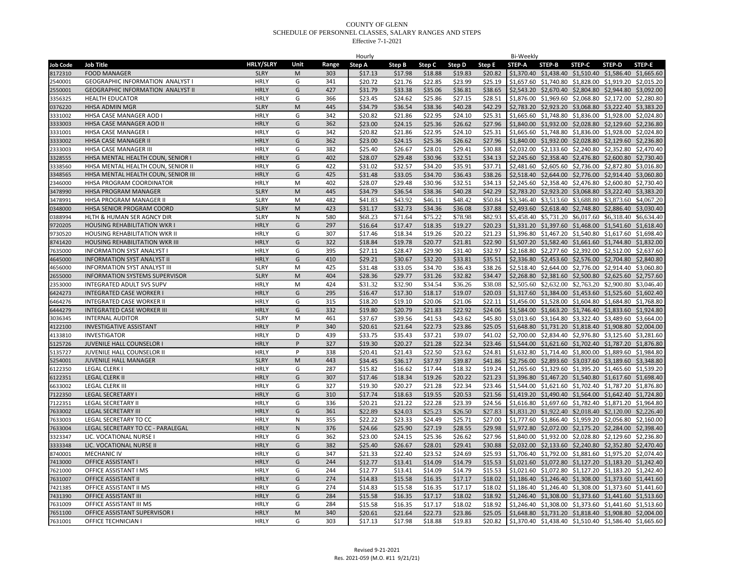COUNTY OF GLENN
SCHEDULE OF PERSONNEL CLASSES, SALARY RANGES AND STEPS
Effective 7-1-2021

| | | | | | Hourly | | | | | Bi-Weekly | | | | |
|---|---|---|---|---|---|---|---|---|---|---|---|---|---|---|
| Job Code | Job Title | HRLY/SLRY | Unit | Range | Step A | Step B | Step C | Step D | Step E | STEP-A | STEP-B | STEP-C | STEP-D | STEP-E |
| 8172310 | FOOD MANAGER | SLRY | M | 303 | $17.13 | $17.98 | $18.88 | $19.83 | $20.82 | $1,370.40 | $1,438.40 | $1,510.40 | $1,586.40 | $1,665.60 |
| 2540001 | GEOGRAPHIC INFORMATION ANALYST I | HRLY | G | 341 | $20.72 | $21.76 | $22.85 | $23.99 | $25.19 | $1,657.60 | $1,740.80 | $1,828.00 | $1,919.20 | $2,015.20 |
| 2550001 | GEOGRAPHIC INFORMATION ANALYST II | HRLY | G | 427 | $31.79 | $33.38 | $35.06 | $36.81 | $38.65 | $2,543.20 | $2,670.40 | $2,804.80 | $2,944.80 | $3,092.00 |
| 3356325 | HEALTH EDUCATOR | HRLY | G | 366 | $23.45 | $24.62 | $25.86 | $27.15 | $28.51 | $1,876.00 | $1,969.60 | $2,068.80 | $2,172.00 | $2,280.80 |
| 0376220 | HHSA ADMIN MGR | SLRY | M | 445 | $34.79 | $36.54 | $38.36 | $40.28 | $42.29 | $2,783.20 | $2,923.20 | $3,068.80 | $3,222.40 | $3,383.20 |
| 3331002 | HHSA CASE MANAGER AOD I | HRLY | G | 342 | $20.82 | $21.86 | $22.95 | $24.10 | $25.31 | $1,665.60 | $1,748.80 | $1,836.00 | $1,928.00 | $2,024.80 |
| 3333003 | HHSA CASE MANAGER AOD II | HRLY | G | 362 | $23.00 | $24.15 | $25.36 | $26.62 | $27.96 | $1,840.00 | $1,932.00 | $2,028.80 | $2,129.60 | $2,236.80 |
| 3331001 | HHSA CASE MANAGER I | HRLY | G | 342 | $20.82 | $21.86 | $22.95 | $24.10 | $25.31 | $1,665.60 | $1,748.80 | $1,836.00 | $1,928.00 | $2,024.80 |
| 3333002 | HHSA CASE MANAGER II | HRLY | G | 362 | $23.00 | $24.15 | $25.36 | $26.62 | $27.96 | $1,840.00 | $1,932.00 | $2,028.80 | $2,129.60 | $2,236.80 |
| 2333003 | HHSA CASE MANAGER III | HRLY | G | 382 | $25.40 | $26.67 | $28.01 | $29.41 | $30.88 | $2,032.00 | $2,133.60 | $2,240.80 | $2,352.80 | $2,470.40 |
| 3328555 | HHSA MENTAL HEALTH COUN, SENIOR I | HRLY | G | 402 | $28.07 | $29.48 | $30.96 | $32.51 | $34.13 | $2,245.60 | $2,358.40 | $2,476.80 | $2,600.80 | $2,730.40 |
| 3338560 | HHSA MENTAL HEALTH COUN, SENIOR II | HRLY | G | 422 | $31.02 | $32.57 | $34.20 | $35.91 | $37.71 | $2,481.60 | $2,605.60 | $2,736.00 | $2,872.80 | $3,016.80 |
| 3348565 | HHSA MENTAL HEALTH COUN, SENIOR III | HRLY | G | 425 | $31.48 | $33.05 | $34.70 | $36.43 | $38.26 | $2,518.40 | $2,644.00 | $2,776.00 | $2,914.40 | $3,060.80 |
| 2346000 | HHSA PROGRAM COORDINATOR | HRLY | M | 402 | $28.07 | $29.48 | $30.96 | $32.51 | $34.13 | $2,245.60 | $2,358.40 | $2,476.80 | $2,600.80 | $2,730.40 |
| 3478990 | HHSA PROGRAM MANAGER | SLRY | M | 445 | $34.79 | $36.54 | $38.36 | $40.28 | $42.29 | $2,783.20 | $2,923.20 | $3,068.80 | $3,222.40 | $3,383.20 |
| 3478991 | HHSA PROGRAM MANAGER II | SLRY | M | 482 | $41.83 | $43.92 | $46.11 | $48.42 | $50.84 | $3,346.40 | $3,513.60 | $3,688.80 | $3,873.60 | $4,067.20 |
| 0348000 | HHSA SENIOR PROGRAM COORD | SLRY | M | 423 | $31.17 | $32.73 | $34.36 | $36.08 | $37.88 | $2,493.60 | $2,618.40 | $2,748.80 | $2,886.40 | $3,030.40 |
| 0388994 | HLTH & HUMAN SER AGNCY DIR | SLRY | N | 580 | $68.23 | $71.64 | $75.22 | $78.98 | $82.93 | $5,458.40 | $5,731.20 | $6,017.60 | $6,318.40 | $6,634.40 |
| 9720205 | HOUSING REHABILITATION WKR I | HRLY | G | 297 | $16.64 | $17.47 | $18.35 | $19.27 | $20.23 | $1,331.20 | $1,397.60 | $1,468.00 | $1,541.60 | $1,618.40 |
| 9730520 | HOUSING REHABILITATION WKR II | HRLY | G | 307 | $17.46 | $18.34 | $19.26 | $20.22 | $21.23 | $1,396.80 | $1,467.20 | $1,540.80 | $1,617.60 | $1,698.40 |
| 8741420 | HOUSING REHABILITATION WKR III | HRLY | G | 322 | $18.84 | $19.78 | $20.77 | $21.81 | $22.90 | $1,507.20 | $1,582.40 | $1,661.60 | $1,744.80 | $1,832.00 |
| 7635000 | INFORMATION SYST ANALYST I | HRLY | G | 395 | $27.11 | $28.47 | $29.90 | $31.40 | $32.97 | $2,168.80 | $2,277.60 | $2,392.00 | $2,512.00 | $2,637.60 |
| 4645000 | INFORMATION SYST ANALYST II | HRLY | G | 410 | $29.21 | $30.67 | $32.20 | $33.81 | $35.51 | $2,336.80 | $2,453.60 | $2,576.00 | $2,704.80 | $2,840.80 |
| 4656000 | INFORMATION SYST ANALYST III | SLRY | M | 425 | $31.48 | $33.05 | $34.70 | $36.43 | $38.26 | $2,518.40 | $2,644.00 | $2,776.00 | $2,914.40 | $3,060.80 |
| 2655000 | INFORMATION SYSTEMS SUPERVISOR | SLRY | M | 404 | $28.36 | $29.77 | $31.26 | $32.82 | $34.47 | $2,268.80 | $2,381.60 | $2,500.80 | $2,625.60 | $2,757.60 |
| 2353000 | INTEGRATED ADULT SVS SUPV | HRLY | M | 424 | $31.32 | $32.90 | $34.54 | $36.26 | $38.08 | $2,505.60 | $2,632.00 | $2,763.20 | $2,900.80 | $3,046.40 |
| 6424273 | INTEGRATED CASE WORKER I | HRLY | G | 295 | $16.47 | $17.30 | $18.17 | $19.07 | $20.03 | $1,317.60 | $1,384.00 | $1,453.60 | $1,525.60 | $1,602.40 |
| 6464276 | INTEGRATED CASE WORKER II | HRLY | G | 315 | $18.20 | $19.10 | $20.06 | $21.06 | $22.11 | $1,456.00 | $1,528.00 | $1,604.80 | $1,684.80 | $1,768.80 |
| 6444279 | INTEGRATED CASE WORKER III | HRLY | G | 332 | $19.80 | $20.79 | $21.83 | $22.92 | $24.06 | $1,584.00 | $1,663.20 | $1,746.40 | $1,833.60 | $1,924.80 |
| 3036345 | INTERNAL AUDITOR | SLRY | M | 461 | $37.67 | $39.56 | $41.53 | $43.62 | $45.80 | $3,013.60 | $3,164.80 | $3,322.40 | $3,489.60 | $3,664.00 |
| 4122100 | INVESTIGATIVE ASSISTANT | HRLY | P | 340 | $20.61 | $21.64 | $22.73 | $23.86 | $25.05 | $1,648.80 | $1,731.20 | $1,818.40 | $1,908.80 | $2,004.00 |
| 4133810 | INVESTIGATOR | HRLY | D | 439 | $33.75 | $35.43 | $37.21 | $39.07 | $41.02 | $2,700.00 | $2,834.40 | $2,976.80 | $3,125.60 | $3,281.60 |
| 5125726 | JUVENILE HALL COUNSELOR I | HRLY | P | 327 | $19.30 | $20.27 | $21.28 | $22.34 | $23.46 | $1,544.00 | $1,621.60 | $1,702.40 | $1,787.20 | $1,876.80 |
| 5135727 | JUVENILE HALL COUNSELOR II | HRLY | P | 338 | $20.41 | $21.43 | $22.50 | $23.62 | $24.81 | $1,632.80 | $1,714.40 | $1,800.00 | $1,889.60 | $1,984.80 |
| 5254001 | JUVENILE HALL MANAGER | SLRY | M | 443 | $34.45 | $36.17 | $37.97 | $39.87 | $41.86 | $2,756.00 | $2,893.60 | $3,037.60 | $3,189.60 | $3,348.80 |
| 6122350 | LEGAL CLERK I | HRLY | G | 287 | $15.82 | $16.62 | $17.44 | $18.32 | $19.24 | $1,265.60 | $1,329.60 | $1,395.20 | $1,465.60 | $1,539.20 |
| 6122351 | LEGAL CLERK II | HRLY | G | 307 | $17.46 | $18.34 | $19.26 | $20.22 | $21.23 | $1,396.80 | $1,467.20 | $1,540.80 | $1,617.60 | $1,698.40 |
| 6633002 | LEGAL CLERK III | HRLY | G | 327 | $19.30 | $20.27 | $21.28 | $22.34 | $23.46 | $1,544.00 | $1,621.60 | $1,702.40 | $1,787.20 | $1,876.80 |
| 7122350 | LEGAL SECRETARY I | HRLY | G | 310 | $17.74 | $18.63 | $19.55 | $20.53 | $21.56 | $1,419.20 | $1,490.40 | $1,564.00 | $1,642.40 | $1,724.80 |
| 7122351 | LEGAL SECRETARY II | HRLY | G | 336 | $20.21 | $21.22 | $22.28 | $23.39 | $24.56 | $1,616.80 | $1,697.60 | $1,782.40 | $1,871.20 | $1,964.80 |
| 7633002 | LEGAL SECRETARY III | HRLY | G | 361 | $22.89 | $24.03 | $25.23 | $26.50 | $27.83 | $1,831.20 | $1,922.40 | $2,018.40 | $2,120.00 | $2,226.40 |
| 7633003 | LEGAL SECRETARY TO CC | HRLY | N | 355 | $22.22 | $23.33 | $24.49 | $25.71 | $27.00 | $1,777.60 | $1,866.40 | $1,959.20 | $2,056.80 | $2,160.00 |
| 7633004 | LEGAL SECRETARY TO CC - PARALEGAL | HRLY | N | 376 | $24.66 | $25.90 | $27.19 | $28.55 | $29.98 | $1,972.80 | $2,072.00 | $2,175.20 | $2,284.00 | $2,398.40 |
| 3323347 | LIC. VOCATIONAL NURSE I | HRLY | G | 362 | $23.00 | $24.15 | $25.36 | $26.62 | $27.96 | $1,840.00 | $1,932.00 | $2,028.80 | $2,129.60 | $2,236.80 |
| 3333348 | LIC. VOCATIONAL NURSE II | HRLY | G | 382 | $25.40 | $26.67 | $28.01 | $29.41 | $30.88 | $2,032.00 | $2,133.60 | $2,240.80 | $2,352.80 | $2,470.40 |
| 8740001 | MECHANIC IV | HRLY | G | 347 | $21.33 | $22.40 | $23.52 | $24.69 | $25.93 | $1,706.40 | $1,792.00 | $1,881.60 | $1,975.20 | $2,074.40 |
| 7413000 | OFFICE ASSISTANT I | HRLY | G | 244 | $12.77 | $13.41 | $14.09 | $14.79 | $15.53 | $1,021.60 | $1,072.80 | $1,127.20 | $1,183.20 | $1,242.40 |
| 7621000 | OFFICE ASSISTANT I MS | HRLY | G | 244 | $12.77 | $13.41 | $14.09 | $14.79 | $15.53 | $1,021.60 | $1,072.80 | $1,127.20 | $1,183.20 | $1,242.40 |
| 7631007 | OFFICE ASSISTANT II | HRLY | G | 274 | $14.83 | $15.58 | $16.35 | $17.17 | $18.02 | $1,186.40 | $1,246.40 | $1,308.00 | $1,373.60 | $1,441.60 |
| 7421385 | OFFICE ASSISTANT II MS | HRLY | G | 274 | $14.83 | $15.58 | $16.35 | $17.17 | $18.02 | $1,186.40 | $1,246.40 | $1,308.00 | $1,373.60 | $1,441.60 |
| 7431390 | OFFICE ASSISTANT III | HRLY | G | 284 | $15.58 | $16.35 | $17.17 | $18.02 | $18.92 | $1,246.40 | $1,308.00 | $1,373.60 | $1,441.60 | $1,513.60 |
| 7631009 | OFFICE ASSISTANT III MS | HRLY | G | 284 | $15.58 | $16.35 | $17.17 | $18.02 | $18.92 | $1,246.40 | $1,308.00 | $1,373.60 | $1,441.60 | $1,513.60 |
| 7651100 | OFFICE ASSISTANT SUPERVISOR I | HRLY | M | 340 | $20.61 | $21.64 | $22.73 | $23.86 | $25.05 | $1,648.80 | $1,731.20 | $1,818.40 | $1,908.80 | $2,004.00 |
| 7631001 | OFFICE TECHNICIAN I | HRLY | G | 303 | $17.13 | $17.98 | $18.88 | $19.83 | $20.82 | $1,370.40 | $1,438.40 | $1,510.40 | $1,586.40 | $1,665.60 |

Revised 9-21-2021
Res. 2021-059 (M.O. #11 9/21/21)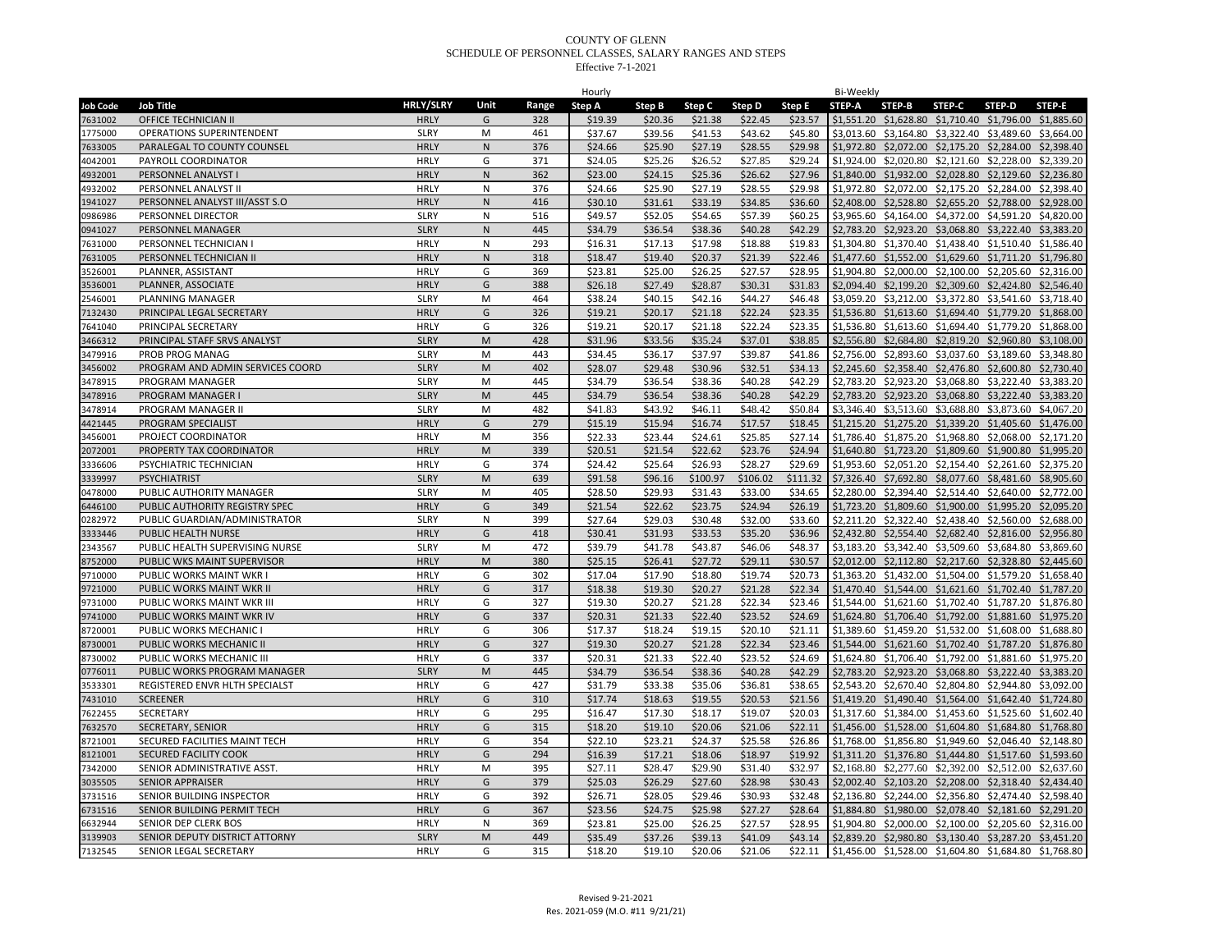COUNTY OF GLENN
SCHEDULE OF PERSONNEL CLASSES, SALARY RANGES AND STEPS
Effective 7-1-2021

| | | | | | Hourly | | | | | Bi-Weekly | | | | |
|---|---|---|---|---|---|---|---|---|---|---|---|---|---|---|
| Job Code | Job Title | HRLY/SLRY | Unit | Range | Step A | Step B | Step C | Step D | Step E | STEP-A | STEP-B | STEP-C | STEP-D | STEP-E |
| 7631002 | OFFICE TECHNICIAN II | HRLY | G | 328 | $19.39 | $20.36 | $21.38 | $22.45 | $23.57 | $1,551.20 | $1,628.80 | $1,710.40 | $1,796.00 | $1,885.60 |
| 1775000 | OPERATIONS SUPERINTENDENT | SLRY | M | 461 | $37.67 | $39.56 | $41.53 | $43.62 | $45.80 | $3,013.60 | $3,164.80 | $3,322.40 | $3,489.60 | $3,664.00 |
| 7633005 | PARALEGAL TO COUNTY COUNSEL | HRLY | N | 376 | $24.66 | $25.90 | $27.19 | $28.55 | $29.98 | $1,972.80 | $2,072.00 | $2,175.20 | $2,284.00 | $2,398.40 |
| 4042001 | PAYROLL COORDINATOR | HRLY | G | 371 | $24.05 | $25.26 | $26.52 | $27.85 | $29.24 | $1,924.00 | $2,020.80 | $2,121.60 | $2,228.00 | $2,339.20 |
| 4932001 | PERSONNEL ANALYST I | HRLY | N | 362 | $23.00 | $24.15 | $25.36 | $26.62 | $27.96 | $1,840.00 | $1,932.00 | $2,028.80 | $2,129.60 | $2,236.80 |
| 4932002 | PERSONNEL ANALYST II | HRLY | N | 376 | $24.66 | $25.90 | $27.19 | $28.55 | $29.98 | $1,972.80 | $2,072.00 | $2,175.20 | $2,284.00 | $2,398.40 |
| 1941027 | PERSONNEL ANALYST III/ASST S.O | HRLY | N | 416 | $30.10 | $31.61 | $33.19 | $34.85 | $36.60 | $2,408.00 | $2,528.80 | $2,655.20 | $2,788.00 | $2,928.00 |
| 0986986 | PERSONNEL DIRECTOR | SLRY | N | 516 | $49.57 | $52.05 | $54.65 | $57.39 | $60.25 | $3,965.60 | $4,164.00 | $4,372.00 | $4,591.20 | $4,820.00 |
| 0941027 | PERSONNEL MANAGER | SLRY | N | 445 | $34.79 | $36.54 | $38.36 | $40.28 | $42.29 | $2,783.20 | $2,923.20 | $3,068.80 | $3,222.40 | $3,383.20 |
| 7631000 | PERSONNEL TECHNICIAN I | HRLY | N | 293 | $16.31 | $17.13 | $17.98 | $18.88 | $19.83 | $1,304.80 | $1,370.40 | $1,438.40 | $1,510.40 | $1,586.40 |
| 7631005 | PERSONNEL TECHNICIAN II | HRLY | N | 318 | $18.47 | $19.40 | $20.37 | $21.39 | $22.46 | $1,477.60 | $1,552.00 | $1,629.60 | $1,711.20 | $1,796.80 |
| 3526001 | PLANNER, ASSISTANT | HRLY | G | 369 | $23.81 | $25.00 | $26.25 | $27.57 | $28.95 | $1,904.80 | $2,000.00 | $2,100.00 | $2,205.60 | $2,316.00 |
| 3536001 | PLANNER, ASSOCIATE | HRLY | G | 388 | $26.18 | $27.49 | $28.87 | $30.31 | $31.83 | $2,094.40 | $2,199.20 | $2,309.60 | $2,424.80 | $2,546.40 |
| 2546001 | PLANNING MANAGER | SLRY | M | 464 | $38.24 | $40.15 | $42.16 | $44.27 | $46.48 | $3,059.20 | $3,212.00 | $3,372.80 | $3,541.60 | $3,718.40 |
| 7132430 | PRINCIPAL LEGAL SECRETARY | HRLY | G | 326 | $19.21 | $20.17 | $21.18 | $22.24 | $23.35 | $1,536.80 | $1,613.60 | $1,694.40 | $1,779.20 | $1,868.00 |
| 7641040 | PRINCIPAL SECRETARY | HRLY | G | 326 | $19.21 | $20.17 | $21.18 | $22.24 | $23.35 | $1,536.80 | $1,613.60 | $1,694.40 | $1,779.20 | $1,868.00 |
| 3466312 | PRINCIPAL STAFF SRVS ANALYST | SLRY | M | 428 | $31.96 | $33.56 | $35.24 | $37.01 | $38.85 | $2,556.80 | $2,684.80 | $2,819.20 | $2,960.80 | $3,108.00 |
| 3479916 | PROB PROG MANAG | SLRY | M | 443 | $34.45 | $36.17 | $37.97 | $39.87 | $41.86 | $2,756.00 | $2,893.60 | $3,037.60 | $3,189.60 | $3,348.80 |
| 3456002 | PROGRAM AND ADMIN SERVICES COORD | SLRY | M | 402 | $28.07 | $29.48 | $30.96 | $32.51 | $34.13 | $2,245.60 | $2,358.40 | $2,476.80 | $2,600.80 | $2,730.40 |
| 3478915 | PROGRAM MANAGER | SLRY | M | 445 | $34.79 | $36.54 | $38.36 | $40.28 | $42.29 | $2,783.20 | $2,923.20 | $3,068.80 | $3,222.40 | $3,383.20 |
| 3478916 | PROGRAM MANAGER I | SLRY | M | 445 | $34.79 | $36.54 | $38.36 | $40.28 | $42.29 | $2,783.20 | $2,923.20 | $3,068.80 | $3,222.40 | $3,383.20 |
| 3478914 | PROGRAM MANAGER II | SLRY | M | 482 | $41.83 | $43.92 | $46.11 | $48.42 | $50.84 | $3,346.40 | $3,513.60 | $3,688.80 | $3,873.60 | $4,067.20 |
| 4421445 | PROGRAM SPECIALIST | HRLY | G | 279 | $15.19 | $15.94 | $16.74 | $17.57 | $18.45 | $1,215.20 | $1,275.20 | $1,339.20 | $1,405.60 | $1,476.00 |
| 3456001 | PROJECT COORDINATOR | HRLY | M | 356 | $22.33 | $23.44 | $24.61 | $25.85 | $27.14 | $1,786.40 | $1,875.20 | $1,968.80 | $2,068.00 | $2,171.20 |
| 2072001 | PROPERTY TAX COORDINATOR | HRLY | M | 339 | $20.51 | $21.54 | $22.62 | $23.76 | $24.94 | $1,640.80 | $1,723.20 | $1,809.60 | $1,900.80 | $1,995.20 |
| 3336606 | PSYCHIATRIC TECHNICIAN | HRLY | G | 374 | $24.42 | $25.64 | $26.93 | $28.27 | $29.69 | $1,953.60 | $2,051.20 | $2,154.40 | $2,261.60 | $2,375.20 |
| 3339997 | PSYCHIATRIST | SLRY | M | 639 | $91.58 | $96.16 | $100.97 | $106.02 | $111.32 | $7,326.40 | $7,692.80 | $8,077.60 | $8,481.60 | $8,905.60 |
| 0478000 | PUBLIC AUTHORITY MANAGER | SLRY | M | 405 | $28.50 | $29.93 | $31.43 | $33.00 | $34.65 | $2,280.00 | $2,394.40 | $2,514.40 | $2,640.00 | $2,772.00 |
| 6446100 | PUBLIC AUTHORITY REGISTRY SPEC | HRLY | G | 349 | $21.54 | $22.62 | $23.75 | $24.94 | $26.19 | $1,723.20 | $1,809.60 | $1,900.00 | $1,995.20 | $2,095.20 |
| 0282972 | PUBLIC GUARDIAN/ADMINISTRATOR | SLRY | N | 399 | $27.64 | $29.03 | $30.48 | $32.00 | $33.60 | $2,211.20 | $2,322.40 | $2,438.40 | $2,560.00 | $2,688.00 |
| 3333446 | PUBLIC HEALTH NURSE | HRLY | G | 418 | $30.41 | $31.93 | $33.53 | $35.20 | $36.96 | $2,432.80 | $2,554.40 | $2,682.40 | $2,816.00 | $2,956.80 |
| 2343567 | PUBLIC HEALTH SUPERVISING NURSE | SLRY | M | 472 | $39.79 | $41.78 | $43.87 | $46.06 | $48.37 | $3,183.20 | $3,342.40 | $3,509.60 | $3,684.80 | $3,869.60 |
| 8752000 | PUBLIC WKS MAINT SUPERVISOR | HRLY | M | 380 | $25.15 | $26.41 | $27.72 | $29.11 | $30.57 | $2,012.00 | $2,112.80 | $2,217.60 | $2,328.80 | $2,445.60 |
| 9710000 | PUBLIC WORKS MAINT WKR I | HRLY | G | 302 | $17.04 | $17.90 | $18.80 | $19.74 | $20.73 | $1,363.20 | $1,432.00 | $1,504.00 | $1,579.20 | $1,658.40 |
| 9721000 | PUBLIC WORKS MAINT WKR II | HRLY | G | 317 | $18.38 | $19.30 | $20.27 | $21.28 | $22.34 | $1,470.40 | $1,544.00 | $1,621.60 | $1,702.40 | $1,787.20 |
| 9731000 | PUBLIC WORKS MAINT WKR III | HRLY | G | 327 | $19.30 | $20.27 | $21.28 | $22.34 | $23.46 | $1,544.00 | $1,621.60 | $1,702.40 | $1,787.20 | $1,876.80 |
| 9741000 | PUBLIC WORKS MAINT WKR IV | HRLY | G | 337 | $20.31 | $21.33 | $22.40 | $23.52 | $24.69 | $1,624.80 | $1,706.40 | $1,792.00 | $1,881.60 | $1,975.20 |
| 8720001 | PUBLIC WORKS MECHANIC I | HRLY | G | 306 | $17.37 | $18.24 | $19.15 | $20.10 | $21.11 | $1,389.60 | $1,459.20 | $1,532.00 | $1,608.00 | $1,688.80 |
| 8730001 | PUBLIC WORKS MECHANIC II | HRLY | G | 327 | $19.30 | $20.27 | $21.28 | $22.34 | $23.46 | $1,544.00 | $1,621.60 | $1,702.40 | $1,787.20 | $1,876.80 |
| 8730002 | PUBLIC WORKS MECHANIC III | HRLY | G | 337 | $20.31 | $21.33 | $22.40 | $23.52 | $24.69 | $1,624.80 | $1,706.40 | $1,792.00 | $1,881.60 | $1,975.20 |
| 0776011 | PUBLIC WORKS PROGRAM MANAGER | SLRY | M | 445 | $34.79 | $36.54 | $38.36 | $40.28 | $42.29 | $2,783.20 | $2,923.20 | $3,068.80 | $3,222.40 | $3,383.20 |
| 3533301 | REGISTERED ENVR HLTH SPECIALST | HRLY | G | 427 | $31.79 | $33.38 | $35.06 | $36.81 | $38.65 | $2,543.20 | $2,670.40 | $2,804.80 | $2,944.80 | $3,092.00 |
| 7431010 | SCREENER | HRLY | G | 310 | $17.74 | $18.63 | $19.55 | $20.53 | $21.56 | $1,419.20 | $1,490.40 | $1,564.00 | $1,642.40 | $1,724.80 |
| 7622455 | SECRETARY | HRLY | G | 295 | $16.47 | $17.30 | $18.17 | $19.07 | $20.03 | $1,317.60 | $1,384.00 | $1,453.60 | $1,525.60 | $1,602.40 |
| 7632570 | SECRETARY, SENIOR | HRLY | G | 315 | $18.20 | $19.10 | $20.06 | $21.06 | $22.11 | $1,456.00 | $1,528.00 | $1,604.80 | $1,684.80 | $1,768.80 |
| 8721001 | SECURED FACILITIES MAINT TECH | HRLY | G | 354 | $22.10 | $23.21 | $24.37 | $25.58 | $26.86 | $1,768.00 | $1,856.80 | $1,949.60 | $2,046.40 | $2,148.80 |
| 8121001 | SECURED FACILITY COOK | HRLY | G | 294 | $16.39 | $17.21 | $18.06 | $18.97 | $19.92 | $1,311.20 | $1,376.80 | $1,444.80 | $1,517.60 | $1,593.60 |
| 7342000 | SENIOR ADMINISTRATIVE ASST. | HRLY | M | 395 | $27.11 | $28.47 | $29.90 | $31.40 | $32.97 | $2,168.80 | $2,277.60 | $2,392.00 | $2,512.00 | $2,637.60 |
| 3035505 | SENIOR APPRAISER | HRLY | G | 379 | $25.03 | $26.29 | $27.60 | $28.98 | $30.43 | $2,002.40 | $2,103.20 | $2,208.00 | $2,318.40 | $2,434.40 |
| 3731516 | SENIOR BUILDING INSPECTOR | HRLY | G | 392 | $26.71 | $28.05 | $29.46 | $30.93 | $32.48 | $2,136.80 | $2,244.00 | $2,356.80 | $2,474.40 | $2,598.40 |
| 6731516 | SENIOR BUILDING PERMIT TECH | HRLY | G | 367 | $23.56 | $24.75 | $25.98 | $27.27 | $28.64 | $1,884.80 | $1,980.00 | $2,078.40 | $2,181.60 | $2,291.20 |
| 6632944 | SENIOR DEP CLERK BOS | HRLY | N | 369 | $23.81 | $25.00 | $26.25 | $27.57 | $28.95 | $1,904.80 | $2,000.00 | $2,100.00 | $2,205.60 | $2,316.00 |
| 3139903 | SENIOR DEPUTY DISTRICT ATTORNY | SLRY | M | 449 | $35.49 | $37.26 | $39.13 | $41.09 | $43.14 | $2,839.20 | $2,980.80 | $3,130.40 | $3,287.20 | $3,451.20 |
| 7132545 | SENIOR LEGAL SECRETARY | HRLY | G | 315 | $18.20 | $19.10 | $20.06 | $21.06 | $22.11 | $1,456.00 | $1,528.00 | $1,604.80 | $1,684.80 | $1,768.80 |

Revised 9-21-2021
Res. 2021-059 (M.O. #11 9/21/21)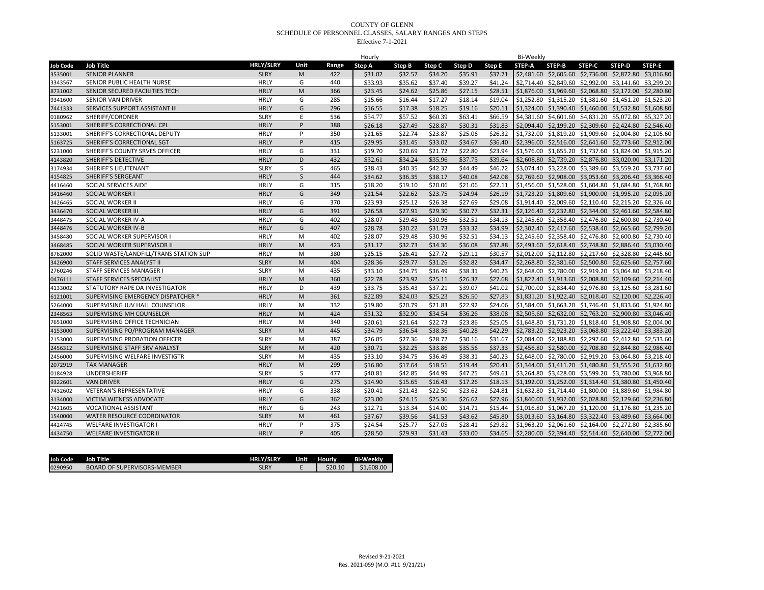COUNTY OF GLENN
SCHEDULE OF PERSONNEL CLASSES, SALARY RANGES AND STEPS
Effective 7-1-2021

| | | | | | Hourly | | | | | Bi-Weekly | | | | |
|---|---|---|---|---|---|---|---|---|---|---|---|---|---|---|
| Job Code | Job Title | HRLY/SLRY | Unit | Range | Step A | Step B | Step C | Step D | Step E | STEP-A | STEP-B | STEP-C | STEP-D | STEP-E |
| 3535001 | SENIOR PLANNER | SLRY | M | 422 | $31.02 | $32.57 | $34.20 | $35.91 | $37.71 | $2,481.60 | $2,605.60 | $2,736.00 | $2,872.80 | $3,016.80 |
| 3343567 | SENIOR PUBLIC HEALTH NURSE | HRLY | G | 440 | $33.93 | $35.62 | $37.40 | $39.27 | $41.24 | $2,714.40 | $2,849.60 | $2,992.00 | $3,141.60 | $3,299.20 |
| 8731002 | SENIOR SECURED FACILITIES TECH | HRLY | M | 366 | $23.45 | $24.62 | $25.86 | $27.15 | $28.51 | $1,876.00 | $1,969.60 | $2,068.80 | $2,172.00 | $2,280.80 |
| 9341600 | SENIOR VAN DRIVER | HRLY | G | 285 | $15.66 | $16.44 | $17.27 | $18.14 | $19.04 | $1,252.80 | $1,315.20 | $1,381.60 | $1,451.20 | $1,523.20 |
| 7441333 | SERVICES SUPPORT ASSISTANT III | HRLY | G | 296 | $16.55 | $17.38 | $18.25 | $19.16 | $20.11 | $1,324.00 | $1,390.40 | $1,460.00 | $1,532.80 | $1,608.80 |
| 0180962 | SHERIFF/CORONER | SLRY | E | 536 | $54.77 | $57.52 | $60.39 | $63.41 | $66.59 | $4,381.60 | $4,601.60 | $4,831.20 | $5,072.80 | $5,327.20 |
| 5153001 | SHERIFF'S CORRECTIONAL CPL | HRLY | P | 388 | $26.18 | $27.49 | $28.87 | $30.31 | $31.83 | $2,094.40 | $2,199.20 | $2,309.60 | $2,424.80 | $2,546.40 |
| 5133001 | SHERIFF'S CORRECTIONAL DEPUTY | HRLY | P | 350 | $21.65 | $22.74 | $23.87 | $25.06 | $26.32 | $1,732.00 | $1,819.20 | $1,909.60 | $2,004.80 | $2,105.60 |
| 5163725 | SHERIFF'S CORRECTIONAL SGT | HRLY | P | 415 | $29.95 | $31.45 | $33.02 | $34.67 | $36.40 | $2,396.00 | $2,516.00 | $2,641.60 | $2,773.60 | $2,912.00 |
| 5231000 | SHERIFF'S COUNTY SRVES OFFICER | HRLY | G | 331 | $19.70 | $20.69 | $21.72 | $22.80 | $23.94 | $1,576.00 | $1,655.20 | $1,737.60 | $1,824.00 | $1,915.20 |
| 4143820 | SHERIFF'S DETECTIVE | HRLY | D | 432 | $32.61 | $34.24 | $35.96 | $37.75 | $39.64 | $2,608.80 | $2,739.20 | $2,876.80 | $3,020.00 | $3,171.20 |
| 3174934 | SHERIFF'S LIEUTENANT | SLRY | S | 465 | $38.43 | $40.35 | $42.37 | $44.49 | $46.72 | $3,074.40 | $3,228.00 | $3,389.60 | $3,559.20 | $3,737.60 |
| 4154825 | SHERIFF'S SERGEANT | HRLY | S | 444 | $34.62 | $36.35 | $38.17 | $40.08 | $42.08 | $2,769.60 | $2,908.00 | $3,053.60 | $3,206.40 | $3,366.40 |
| 4416460 | SOCIAL SERVICES AIDE | HRLY | G | 315 | $18.20 | $19.10 | $20.06 | $21.06 | $22.11 | $1,456.00 | $1,528.00 | $1,604.80 | $1,684.80 | $1,768.80 |
| 3416460 | SOCIAL WORKER I | HRLY | G | 349 | $21.54 | $22.62 | $23.75 | $24.94 | $26.19 | $1,723.20 | $1,809.60 | $1,900.00 | $1,995.20 | $2,095.20 |
| 3426465 | SOCIAL WORKER II | HRLY | G | 370 | $23.93 | $25.12 | $26.38 | $27.69 | $29.08 | $1,914.40 | $2,009.60 | $2,110.40 | $2,215.20 | $2,326.40 |
| 3436470 | SOCIAL WORKER III | HRLY | G | 391 | $26.58 | $27.91 | $29.30 | $30.77 | $32.31 | $2,126.40 | $2,232.80 | $2,344.00 | $2,461.60 | $2,584.80 |
| 3448475 | SOCIAL WORKER IV-A | HRLY | G | 402 | $28.07 | $29.48 | $30.96 | $32.51 | $34.13 | $2,245.60 | $2,358.40 | $2,476.80 | $2,600.80 | $2,730.40 |
| 3448476 | SOCIAL WORKER IV-B | HRLY | G | 407 | $28.78 | $30.22 | $31.73 | $33.32 | $34.99 | $2,302.40 | $2,417.60 | $2,538.40 | $2,665.60 | $2,799.20 |
| 3458480 | SOCIAL WORKER SUPERVISOR I | HRLY | M | 402 | $28.07 | $29.48 | $30.96 | $32.51 | $34.13 | $2,245.60 | $2,358.40 | $2,476.80 | $2,600.80 | $2,730.40 |
| 3468485 | SOCIAL WORKER SUPERVISOR II | HRLY | M | 423 | $31.17 | $32.73 | $34.36 | $36.08 | $37.88 | $2,493.60 | $2,618.40 | $2,748.80 | $2,886.40 | $3,030.40 |
| 8762000 | SOLID WASTE/LANDFILL/TRANS STATION SUP | HRLY | M | 380 | $25.15 | $26.41 | $27.72 | $29.11 | $30.57 | $2,012.00 | $2,112.80 | $2,217.60 | $2,328.80 | $2,445.60 |
| 3426900 | STAFF SERVICES ANALYST II | SLRY | M | 404 | $28.36 | $29.77 | $31.26 | $32.82 | $34.47 | $2,268.80 | $2,381.60 | $2,500.80 | $2,625.60 | $2,757.60 |
| 2760246 | STAFF SERVICES MANAGER I | SLRY | M | 435 | $33.10 | $34.75 | $36.49 | $38.31 | $40.23 | $2,648.00 | $2,780.00 | $2,919.20 | $3,064.80 | $3,218.40 |
| 0476111 | STAFF SERVICES SPECIALIST | HRLY | M | 360 | $22.78 | $23.92 | $25.11 | $26.37 | $27.68 | $1,822.40 | $1,913.60 | $2,008.80 | $2,109.60 | $2,214.40 |
| 4133002 | STATUTORY RAPE DA INVESTIGATOR | HRLY | D | 439 | $33.75 | $35.43 | $37.21 | $39.07 | $41.02 | $2,700.00 | $2,834.40 | $2,976.80 | $3,125.60 | $3,281.60 |
| 6121001 | SUPERVISING EMERGENCY DISPATCHER * | HRLY | M | 361 | $22.89 | $24.03 | $25.23 | $26.50 | $27.83 | $1,831.20 | $1,922.40 | $2,018.40 | $2,120.00 | $2,226.40 |
| 5264000 | SUPERVISING JUV HALL COUNSELOR | HRLY | M | 332 | $19.80 | $20.79 | $21.83 | $22.92 | $24.06 | $1,584.00 | $1,663.20 | $1,746.40 | $1,833.60 | $1,924.80 |
| 2348563 | SUPERVISING MH COUNSELOR | HRLY | M | 424 | $31.32 | $32.90 | $34.54 | $36.26 | $38.08 | $2,505.60 | $2,632.00 | $2,763.20 | $2,900.80 | $3,046.40 |
| 7651000 | SUPERVISING OFFICE TECHNICIAN | HRLY | M | 340 | $20.61 | $21.64 | $22.73 | $23.86 | $25.05 | $1,648.80 | $1,731.20 | $1,818.40 | $1,908.80 | $2,004.00 |
| 4153000 | SUPERVISING PO/PROGRAM MANAGER | SLRY | M | 445 | $34.79 | $36.54 | $38.36 | $40.28 | $42.29 | $2,783.20 | $2,923.20 | $3,068.80 | $3,222.40 | $3,383.20 |
| 2153000 | SUPERVISING PROBATION OFFICER | SLRY | M | 387 | $26.05 | $27.36 | $28.72 | $30.16 | $31.67 | $2,084.00 | $2,188.80 | $2,297.60 | $2,412.80 | $2,533.60 |
| 2456312 | SUPERVISING STAFF SRV ANALYST | SLRY | M | 420 | $30.71 | $32.25 | $33.86 | $35.56 | $37.33 | $2,456.80 | $2,580.00 | $2,708.80 | $2,844.80 | $2,986.40 |
| 2456000 | SUPERVISING WELFARE INVESTIGTR | SLRY | M | 435 | $33.10 | $34.75 | $36.49 | $38.31 | $40.23 | $2,648.00 | $2,780.00 | $2,919.20 | $3,064.80 | $3,218.40 |
| 2072919 | TAX MANAGER | HRLY | M | 299 | $16.80 | $17.64 | $18.51 | $19.44 | $20.41 | $1,344.00 | $1,411.20 | $1,480.80 | $1,555.20 | $1,632.80 |
| 0184928 | UNDERSHERIFF | SLRY | S | 477 | $40.81 | $42.85 | $44.99 | $47.25 | $49.61 | $3,264.80 | $3,428.00 | $3,599.20 | $3,780.00 | $3,968.80 |
| 9322601 | VAN DRIVER | HRLY | G | 275 | $14.90 | $15.65 | $16.43 | $17.26 | $18.13 | $1,192.00 | $1,252.00 | $1,314.40 | $1,380.80 | $1,450.40 |
| 7432602 | VETERAN'S REPRESENTATIVE | HRLY | G | 338 | $20.41 | $21.43 | $22.50 | $23.62 | $24.81 | $1,632.80 | $1,714.40 | $1,800.00 | $1,889.60 | $1,984.80 |
| 3134000 | VICTIM WITNESS ADVOCATE | HRLY | G | 362 | $23.00 | $24.15 | $25.36 | $26.62 | $27.96 | $1,840.00 | $1,932.00 | $2,028.80 | $2,129.60 | $2,236.80 |
| 7421605 | VOCATIONAL ASSISTANT | HRLY | G | 243 | $12.71 | $13.34 | $14.00 | $14.71 | $15.44 | $1,016.80 | $1,067.20 | $1,120.00 | $1,176.80 | $1,235.20 |
| 1540000 | WATER RESOURCE COORDINATOR | SLRY | M | 461 | $37.67 | $39.56 | $41.53 | $43.62 | $45.80 | $3,013.60 | $3,164.80 | $3,322.40 | $3,489.60 | $3,664.00 |
| 4424745 | WELFARE INVESTIGATOR I | HRLY | P | 375 | $24.54 | $25.77 | $27.05 | $28.41 | $29.82 | $1,963.20 | $2,061.60 | $2,164.00 | $2,272.80 | $2,385.60 |
| 4434750 | WELFARE INVESTIGATOR II | HRLY | P | 405 | $28.50 | $29.93 | $31.43 | $33.00 | $34.65 | $2,280.00 | $2,394.40 | $2,514.40 | $2,640.00 | $2,772.00 |

| Job Code | Job Title | HRLY/SLRY | Unit | Hourly | Bi-Weekly |
|---|---|---|---|---|---|
| 0290950 | BOARD OF SUPERVISORS-MEMBER | SLRY | E | $20.10 | $1,608.00 |

Revised 9-21-2021
Res. 2021-059 (M.O. #11 9/21/21)